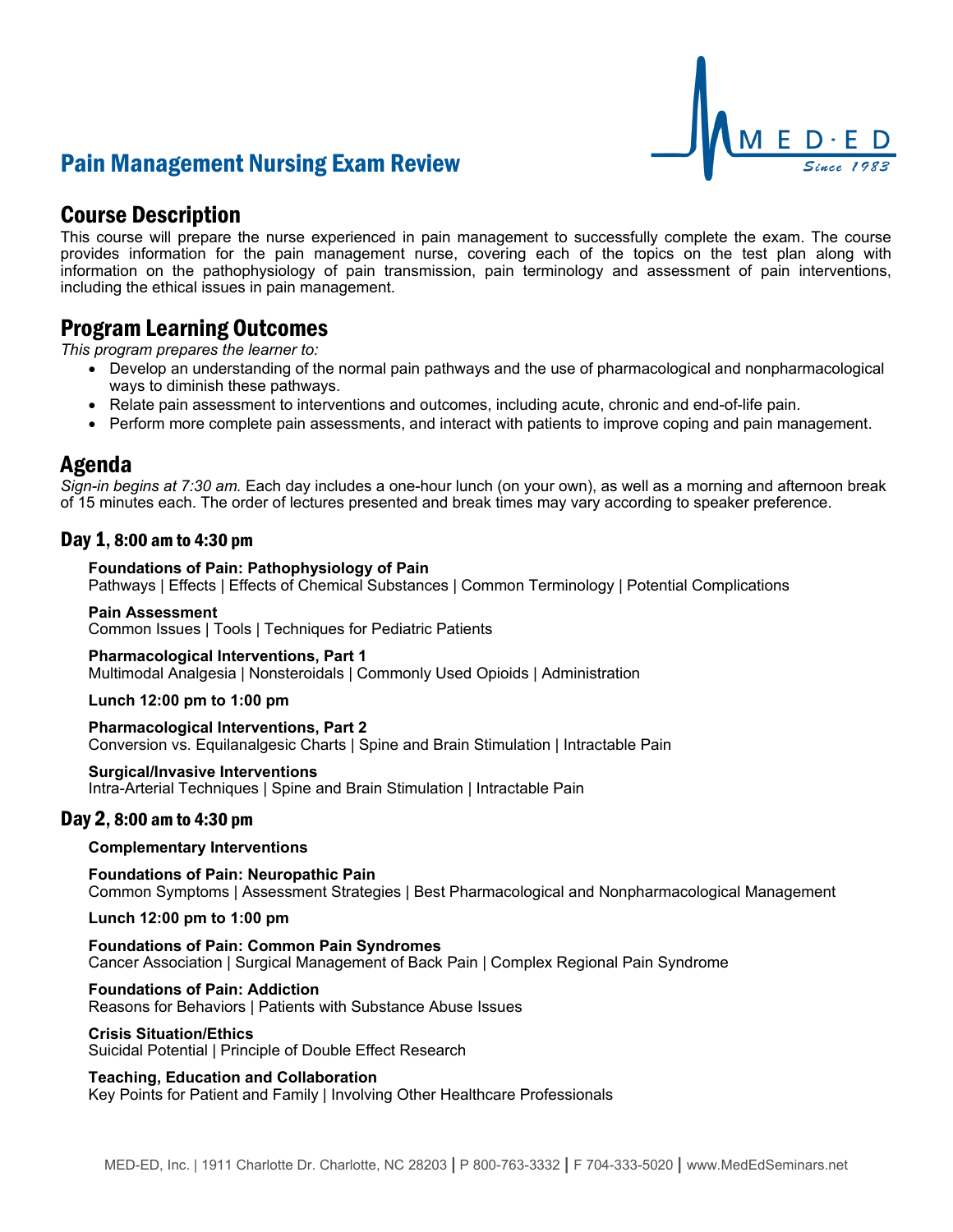# Pain Management Nursing Exam Review

MED·ED Since 1983

## Course Description

This course will prepare the nurse experienced in pain management to successfully complete the exam. The course provides information for the pain management nurse, covering each of the topics on the test plan along with information on the pathophysiology of pain transmission, pain terminology and assessment of pain interventions, including the ethical issues in pain management.

## Program Learning Outcomes

*This program prepares the learner to:*

- Develop an understanding of the normal pain pathways and the use of pharmacological and nonpharmacological ways to diminish these pathways.
- Relate pain assessment to interventions and outcomes, including acute, chronic and end-of-life pain.
- Perform more complete pain assessments, and interact with patients to improve coping and pain management.

## Agenda

*Sign-in begins at 7:30 am.* Each day includes a one-hour lunch (on your own), as well as a morning and afternoon break of 15 minutes each. The order of lectures presented and break times may vary according to speaker preference.

### Day 1, 8:00 am to 4:30 pm

**Foundations of Pain: Pathophysiology of Pain**
Pathways | Effects | Effects of Chemical Substances | Common Terminology | Potential Complications

**Pain Assessment**
Common Issues | Tools | Techniques for Pediatric Patients

**Pharmacological Interventions, Part 1**
Multimodal Analgesia | Nonsteroidals | Commonly Used Opioids | Administration

**Lunch 12:00 pm to 1:00 pm**

**Pharmacological Interventions, Part 2**
Conversion vs. Equilanalgesic Charts | Spine and Brain Stimulation | Intractable Pain

**Surgical/Invasive Interventions**
Intra-Arterial Techniques | Spine and Brain Stimulation | Intractable Pain

### Day 2, 8:00 am to 4:30 pm

**Complementary Interventions**

**Foundations of Pain: Neuropathic Pain**
Common Symptoms | Assessment Strategies | Best Pharmacological and Nonpharmacological Management

**Lunch 12:00 pm to 1:00 pm**

**Foundations of Pain: Common Pain Syndromes**
Cancer Association | Surgical Management of Back Pain | Complex Regional Pain Syndrome

**Foundations of Pain: Addiction**
Reasons for Behaviors | Patients with Substance Abuse Issues

**Crisis Situation/Ethics**
Suicidal Potential | Principle of Double Effect Research

**Teaching, Education and Collaboration**
Key Points for Patient and Family | Involving Other Healthcare Professionals

MED-ED, Inc. | 1911 Charlotte Dr. Charlotte, NC 28203 | P 800-763-3332 | F 704-333-5020 | www.MedEdSeminars.net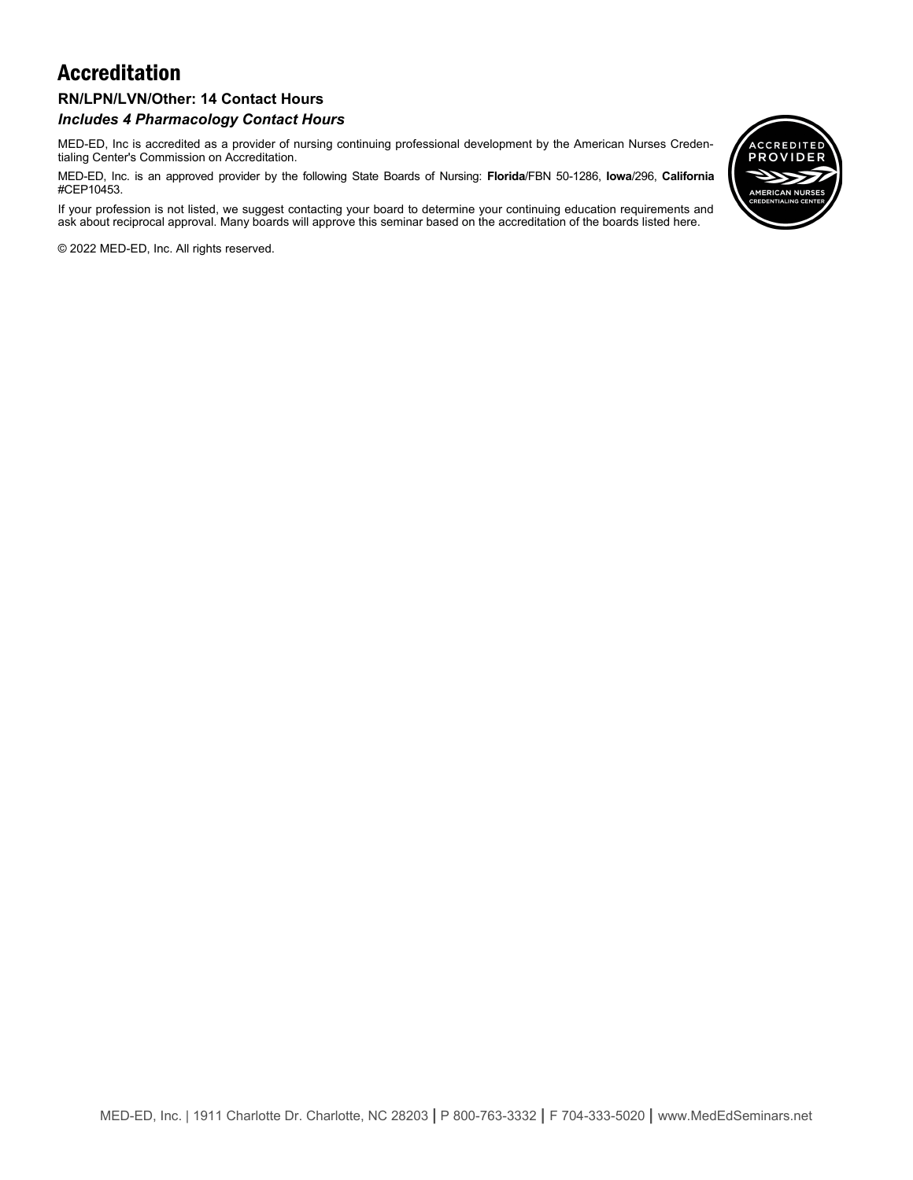# Accreditation

**RN/LPN/LVN/Other: 14 Contact Hours**

***Includes 4 Pharmacology Contact Hours***

MED-ED, Inc is accredited as a provider of nursing continuing professional development by the American Nurses Credentialing Center's Commission on Accreditation.

MED-ED, Inc. is an approved provider by the following State Boards of Nursing: **Florida**/FBN 50-1286, **Iowa**/296, **California** #CEP10453.

If your profession is not listed, we suggest contacting your board to determine your continuing education requirements and ask about reciprocal approval. Many boards will approve this seminar based on the accreditation of the boards listed here.

© 2022 MED-ED, Inc. All rights reserved.

MED-ED, Inc. | 1911 Charlotte Dr. Charlotte, NC 28203 | P 800-763-3332 | F 704-333-5020 | www.MedEdSeminars.net